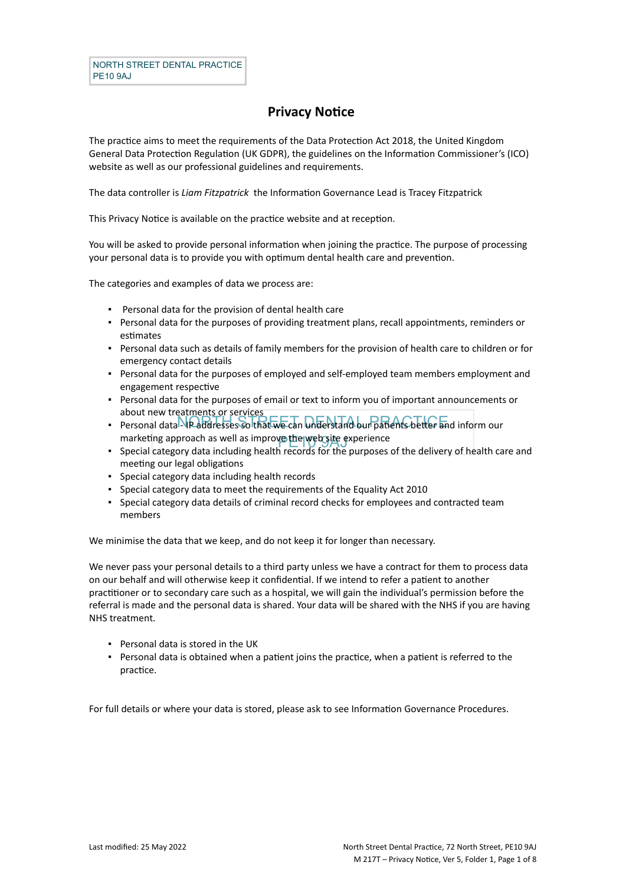NORTH STREET DENTAL PRACTICE
PE10 9AJ

# Privacy Notice

The practice aims to meet the requirements of the Data Protection Act 2018, the United Kingdom General Data Protection Regulation (UK GDPR), the guidelines on the Information Commissioner's (ICO) website as well as our professional guidelines and requirements.

The data controller is *Liam Fitzpatrick* the Information Governance Lead is Tracey Fitzpatrick

This Privacy Notice is available on the practice website and at reception.

You will be asked to provide personal information when joining the practice. The purpose of processing your personal data is to provide you with optimum dental health care and prevention.

The categories and examples of data we process are:

- Personal data for the provision of dental health care
- Personal data for the purposes of providing treatment plans, recall appointments, reminders or estimates
- Personal data such as details of family members for the provision of health care to children or for emergency contact details
- Personal data for the purposes of employed and self-employed team members employment and engagement respective
- Personal data for the purposes of email or text to inform you of important announcements or about new treatments or services
- Personal data - IP addresses so that we can understand our patients better and inform our marketing approach as well as improve the website experience
- Special category data including health records for the purposes of the delivery of health care and meeting our legal obligations
- Special category data including health records
- Special category data to meet the requirements of the Equality Act 2010
- Special category data details of criminal record checks for employees and contracted team members

We minimise the data that we keep, and do not keep it for longer than necessary.

We never pass your personal details to a third party unless we have a contract for them to process data on our behalf and will otherwise keep it confidential. If we intend to refer a patient to another practitioner or to secondary care such as a hospital, we will gain the individual's permission before the referral is made and the personal data is shared. Your data will be shared with the NHS if you are having NHS treatment.

- Personal data is stored in the UK
- Personal data is obtained when a patient joins the practice, when a patient is referred to the practice.

For full details or where your data is stored, please ask to see Information Governance Procedures.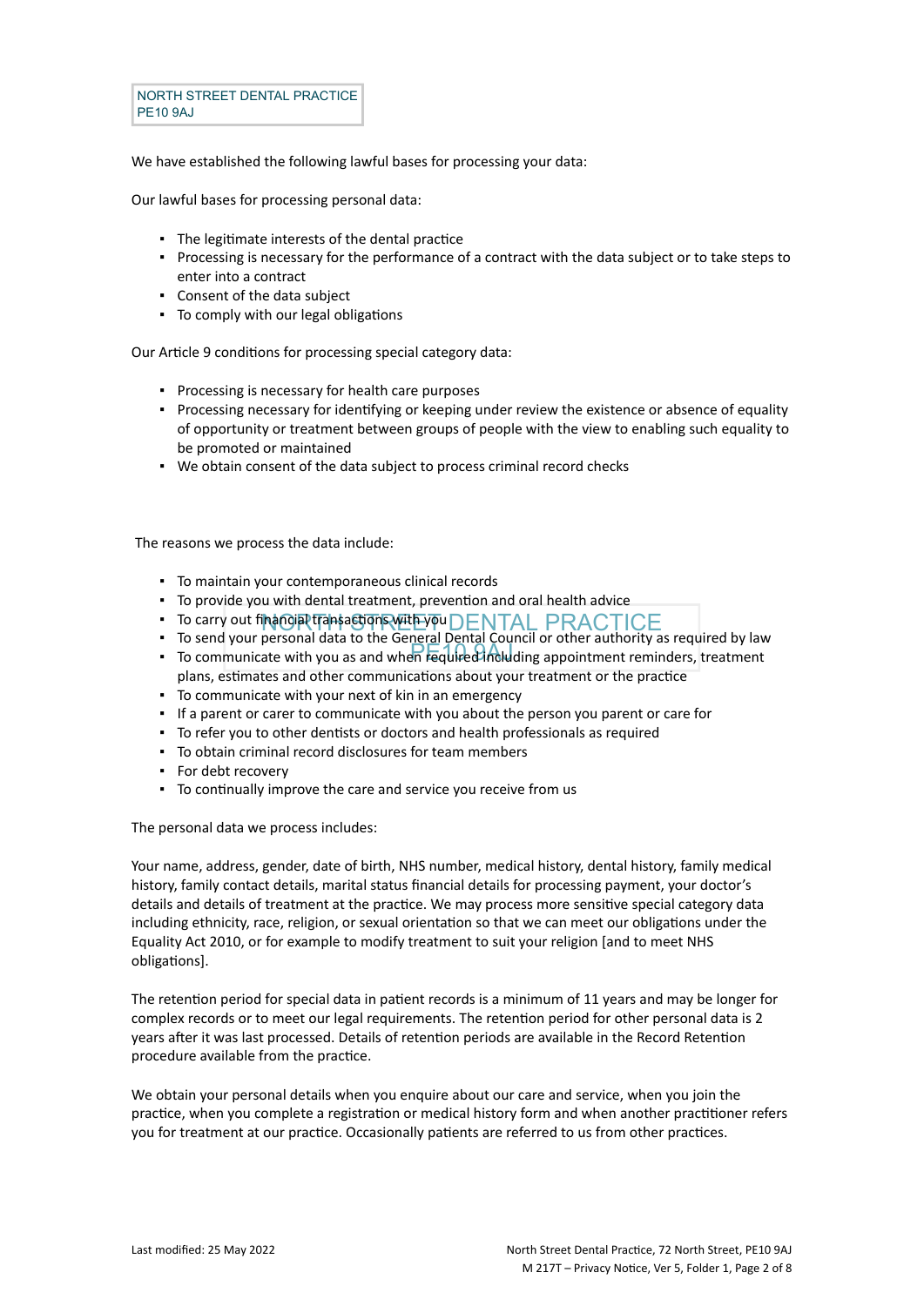We have established the following lawful bases for processing your data:

Our lawful bases for processing personal data:

- The legitimate interests of the dental practice
- Processing is necessary for the performance of a contract with the data subject or to take steps to enter into a contract
- Consent of the data subject
- To comply with our legal obligations

Our Article 9 conditions for processing special category data:

- Processing is necessary for health care purposes
- Processing necessary for identifying or keeping under review the existence or absence of equality of opportunity or treatment between groups of people with the view to enabling such equality to be promoted or maintained
- We obtain consent of the data subject to process criminal record checks

The reasons we process the data include:

- To maintain your contemporaneous clinical records
- To provide you with dental treatment, prevention and oral health advice
- To carry out financial transactions with you
- To send your personal data to the General Dental Council or other authority as required by law
- To communicate with you as and when required including appointment reminders, treatment plans, estimates and other communications about your treatment or the practice
- To communicate with your next of kin in an emergency
- If a parent or carer to communicate with you about the person you parent or care for
- To refer you to other dentists or doctors and health professionals as required
- To obtain criminal record disclosures for team members
- For debt recovery
- To continually improve the care and service you receive from us

The personal data we process includes:

Your name, address, gender, date of birth, NHS number, medical history, dental history, family medical history, family contact details, marital status financial details for processing payment, your doctor's details and details of treatment at the practice. We may process more sensitive special category data including ethnicity, race, religion, or sexual orientation so that we can meet our obligations under the Equality Act 2010, or for example to modify treatment to suit your religion [and to meet NHS obligations].

The retention period for special data in patient records is a minimum of 11 years and may be longer for complex records or to meet our legal requirements. The retention period for other personal data is 2 years after it was last processed. Details of retention periods are available in the Record Retention procedure available from the practice.

We obtain your personal details when you enquire about our care and service, when you join the practice, when you complete a registration or medical history form and when another practitioner refers you for treatment at our practice. Occasionally patients are referred to us from other practices.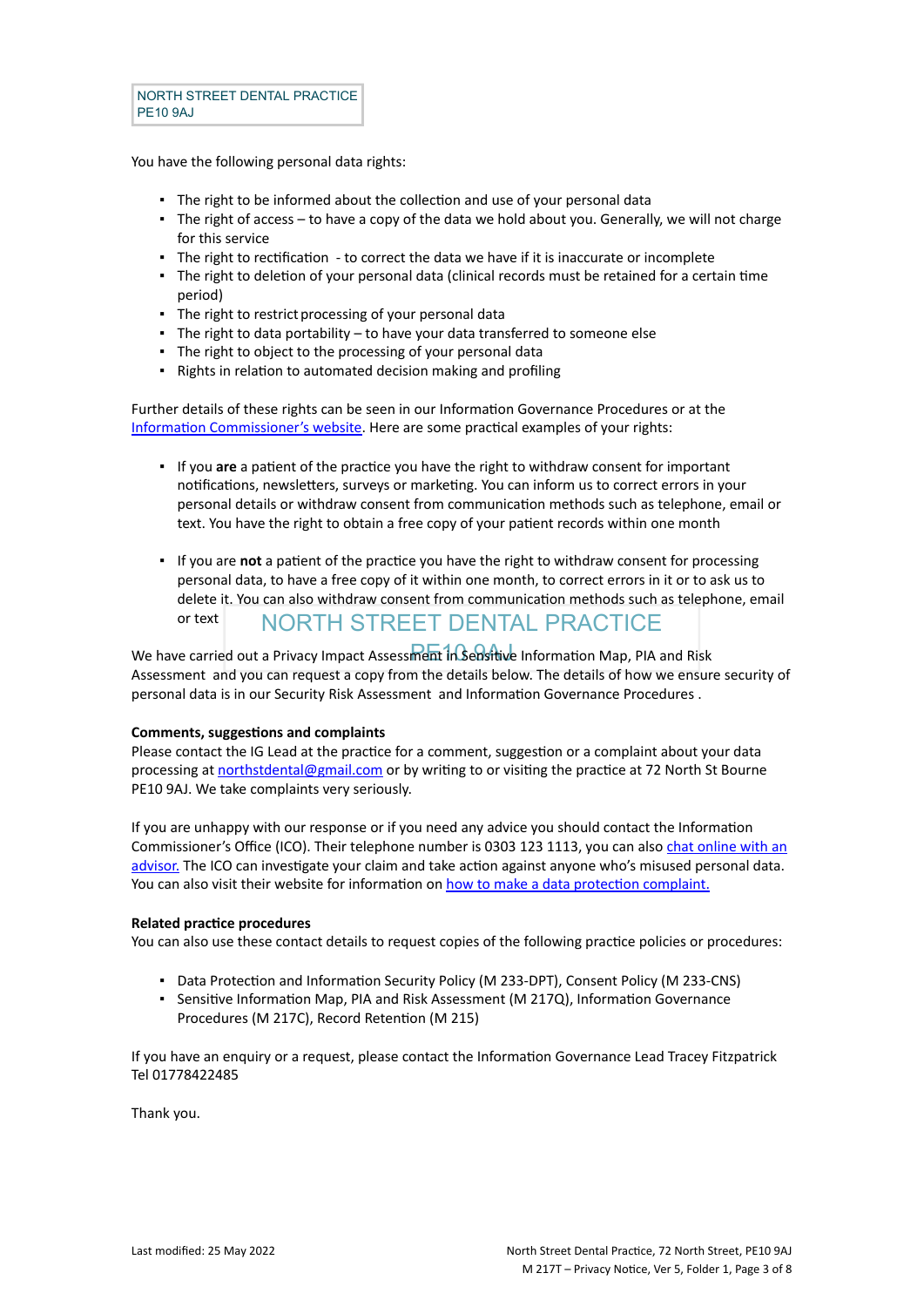You have the following personal data rights:

- The right to be informed about the collection and use of your personal data
- The right of access – to have a copy of the data we hold about you. Generally, we will not charge for this service
- The right to rectification - to correct the data we have if it is inaccurate or incomplete
- The right to deletion of your personal data (clinical records must be retained for a certain time period)
- The right to restrict processing of your personal data
- The right to data portability – to have your data transferred to someone else
- The right to object to the processing of your personal data
- Rights in relation to automated decision making and profiling

Further details of these rights can be seen in our Information Governance Procedures or at the Information Commissioner's website. Here are some practical examples of your rights:

- If you **are** a patient of the practice you have the right to withdraw consent for important notifications, newsletters, surveys or marketing. You can inform us to correct errors in your personal details or withdraw consent from communication methods such as telephone, email or text. You have the right to obtain a free copy of your patient records within one month

- If you are **not** a patient of the practice you have the right to withdraw consent for processing personal data, to have a free copy of it within one month, to correct errors in it or to ask us to delete it. You can also withdraw consent from communication methods such as telephone, email or text

We have carried out a Privacy Impact Assessment in Sensitive Information Map, PIA and Risk Assessment and you can request a copy from the details below. The details of how we ensure security of personal data is in our Security Risk Assessment and Information Governance Procedures .

**Comments, suggestions and complaints**
Please contact the IG Lead at the practice for a comment, suggestion or a complaint about your data processing at northstdental@gmail.com or by writing to or visiting the practice at 72 North St Bourne PE10 9AJ. We take complaints very seriously.

If you are unhappy with our response or if you need any advice you should contact the Information Commissioner's Office (ICO). Their telephone number is 0303 123 1113, you can also chat online with an advisor. The ICO can investigate your claim and take action against anyone who's misused personal data. You can also visit their website for information on how to make a data protection complaint.

**Related practice procedures**
You can also use these contact details to request copies of the following practice policies or procedures:

- Data Protection and Information Security Policy (M 233-DPT), Consent Policy (M 233-CNS)
- Sensitive Information Map, PIA and Risk Assessment (M 217Q), Information Governance Procedures (M 217C), Record Retention (M 215)

If you have an enquiry or a request, please contact the Information Governance Lead Tracey Fitzpatrick Tel 01778422485

Thank you.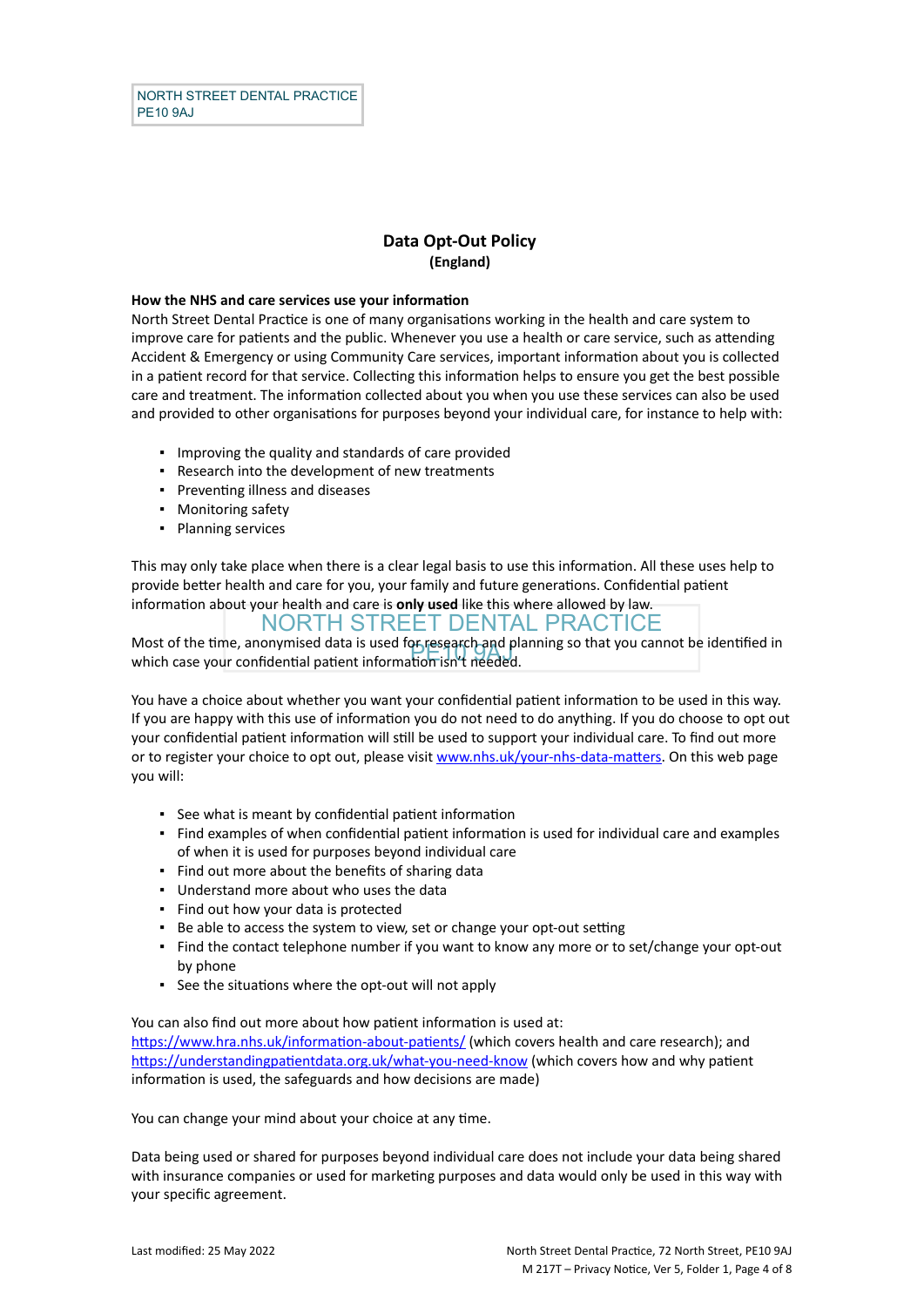# Data Opt-Out Policy
## (England)

**How the NHS and care services use your information**

North Street Dental Practice is one of many organisations working in the health and care system to improve care for patients and the public. Whenever you use a health or care service, such as attending Accident & Emergency or using Community Care services, important information about you is collected in a patient record for that service. Collecting this information helps to ensure you get the best possible care and treatment. The information collected about you when you use these services can also be used and provided to other organisations for purposes beyond your individual care, for instance to help with:

- Improving the quality and standards of care provided
- Research into the development of new treatments
- Preventing illness and diseases
- Monitoring safety
- Planning services

This may only take place when there is a clear legal basis to use this information. All these uses help to provide better health and care for you, your family and future generations. Confidential patient information about your health and care is **only used** like this where allowed by law.

Most of the time, anonymised data is used for research and planning so that you cannot be identified in which case your confidential patient information isn't needed.

You have a choice about whether you want your confidential patient information to be used in this way. If you are happy with this use of information you do not need to do anything. If you do choose to opt out your confidential patient information will still be used to support your individual care. To find out more or to register your choice to opt out, please visit www.nhs.uk/your-nhs-data-matters. On this web page you will:

- See what is meant by confidential patient information
- Find examples of when confidential patient information is used for individual care and examples of when it is used for purposes beyond individual care
- Find out more about the benefits of sharing data
- Understand more about who uses the data
- Find out how your data is protected
- Be able to access the system to view, set or change your opt-out setting
- Find the contact telephone number if you want to know any more or to set/change your opt-out by phone
- See the situations where the opt-out will not apply

You can also find out more about how patient information is used at: https://www.hra.nhs.uk/information-about-patients/ (which covers health and care research); and https://understandingpatientdata.org.uk/what-you-need-know (which covers how and why patient information is used, the safeguards and how decisions are made)

You can change your mind about your choice at any time.

Data being used or shared for purposes beyond individual care does not include your data being shared with insurance companies or used for marketing purposes and data would only be used in this way with your specific agreement.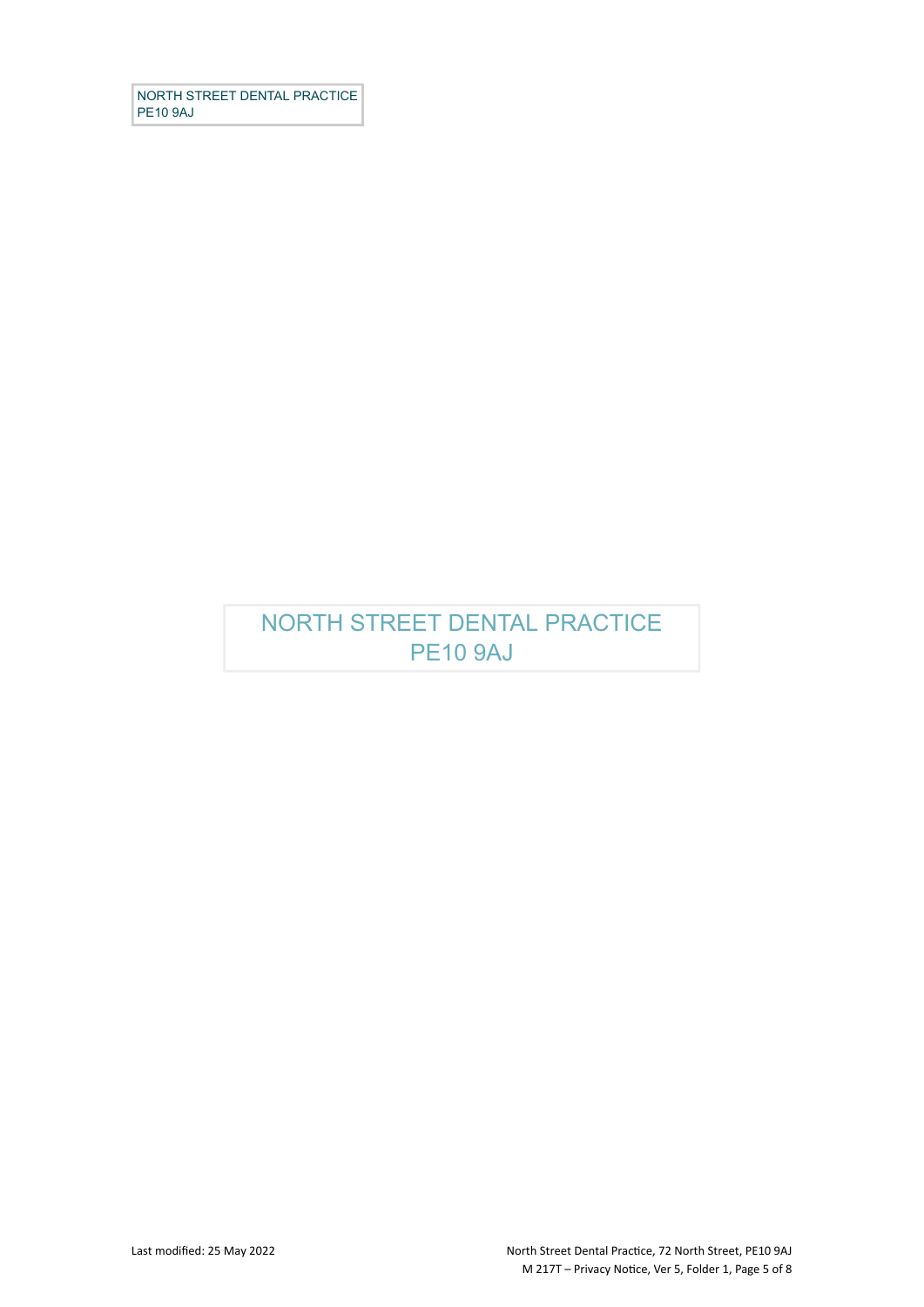NORTH STREET DENTAL PRACTICE
PE10 9AJ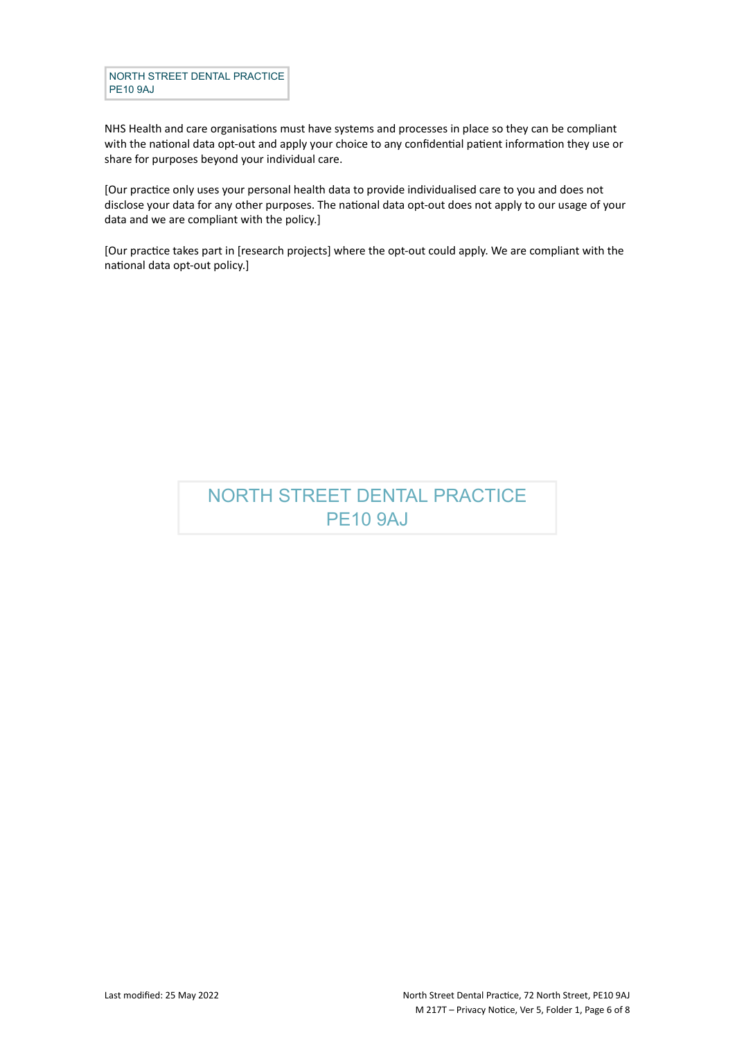NHS Health and care organisations must have systems and processes in place so they can be compliant with the national data opt-out and apply your choice to any confidential patient information they use or share for purposes beyond your individual care.

[Our practice only uses your personal health data to provide individualised care to you and does not disclose your data for any other purposes. The national data opt-out does not apply to our usage of your data and we are compliant with the policy.]

[Our practice takes part in [research projects] where the opt-out could apply. We are compliant with the national data opt-out policy.]

NORTH STREET DENTAL PRACTICE
PE10 9AJ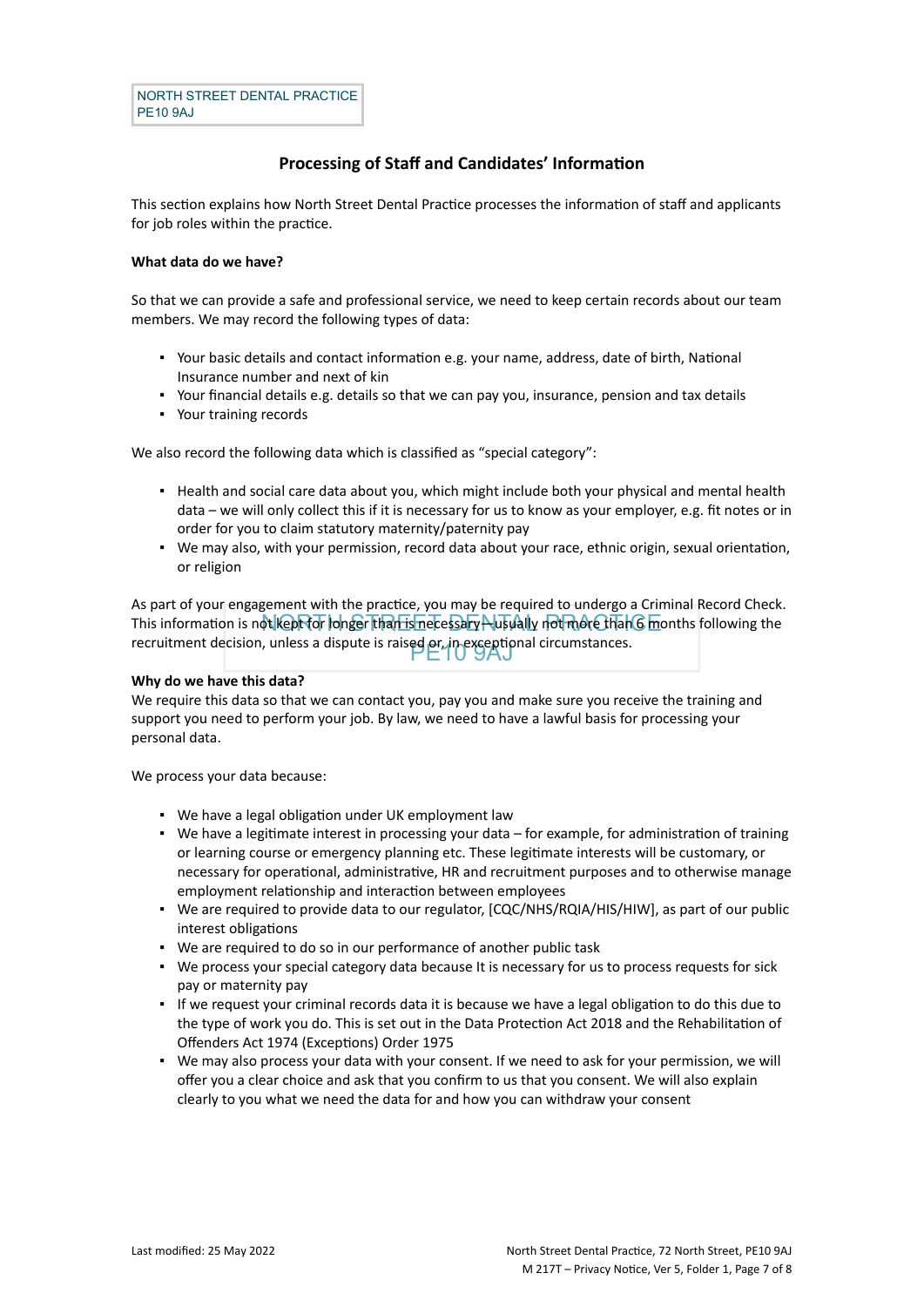## Processing of Staff and Candidates' Information

This section explains how North Street Dental Practice processes the information of staff and applicants for job roles within the practice.

**What data do we have?**

So that we can provide a safe and professional service, we need to keep certain records about our team members. We may record the following types of data:

- Your basic details and contact information e.g. your name, address, date of birth, National Insurance number and next of kin
- Your financial details e.g. details so that we can pay you, insurance, pension and tax details
- Your training records

We also record the following data which is classified as "special category":

- Health and social care data about you, which might include both your physical and mental health data – we will only collect this if it is necessary for us to know as your employer, e.g. fit notes or in order for you to claim statutory maternity/paternity pay
- We may also, with your permission, record data about your race, ethnic origin, sexual orientation, or religion

As part of your engagement with the practice, you may be required to undergo a Criminal Record Check. This information is not kept for longer than is necessary – usually not more than 6 months following the recruitment decision, unless a dispute is raised or, in exceptional circumstances.

**Why do we have this data?**

We require this data so that we can contact you, pay you and make sure you receive the training and support you need to perform your job. By law, we need to have a lawful basis for processing your personal data.

We process your data because:

- We have a legal obligation under UK employment law
- We have a legitimate interest in processing your data – for example, for administration of training or learning course or emergency planning etc. These legitimate interests will be customary, or necessary for operational, administrative, HR and recruitment purposes and to otherwise manage employment relationship and interaction between employees
- We are required to provide data to our regulator, [CQC/NHS/RQIA/HIS/HIW], as part of our public interest obligations
- We are required to do so in our performance of another public task
- We process your special category data because It is necessary for us to process requests for sick pay or maternity pay
- If we request your criminal records data it is because we have a legal obligation to do this due to the type of work you do. This is set out in the Data Protection Act 2018 and the Rehabilitation of Offenders Act 1974 (Exceptions) Order 1975
- We may also process your data with your consent. If we need to ask for your permission, we will offer you a clear choice and ask that you confirm to us that you consent. We will also explain clearly to you what we need the data for and how you can withdraw your consent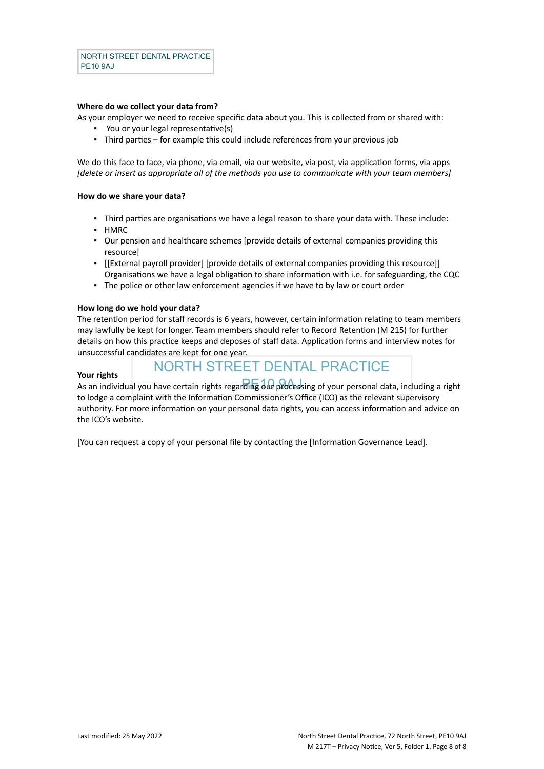**Where do we collect your data from?**

As your employer we need to receive specific data about you. This is collected from or shared with:

- You or your legal representative(s)
- Third parties – for example this could include references from your previous job

We do this face to face, via phone, via email, via our website, via post, via application forms, via apps *[delete or insert as appropriate all of the methods you use to communicate with your team members]*

**How do we share your data?**

- Third parties are organisations we have a legal reason to share your data with. These include:
- HMRC
- Our pension and healthcare schemes [provide details of external companies providing this resource]
- [[External payroll provider] [provide details of external companies providing this resource]] Organisations we have a legal obligation to share information with i.e. for safeguarding, the CQC
- The police or other law enforcement agencies if we have to by law or court order

**How long do we hold your data?**

The retention period for staff records is 6 years, however, certain information relating to team members may lawfully be kept for longer. Team members should refer to Record Retention (M 215) for further details on how this practice keeps and deposes of staff data. Application forms and interview notes for unsuccessful candidates are kept for one year.

**Your rights**

As an individual you have certain rights regarding our processing of your personal data, including a right to lodge a complaint with the Information Commissioner's Office (ICO) as the relevant supervisory authority. For more information on your personal data rights, you can access information and advice on the ICO's website.

[You can request a copy of your personal file by contacting the [Information Governance Lead].